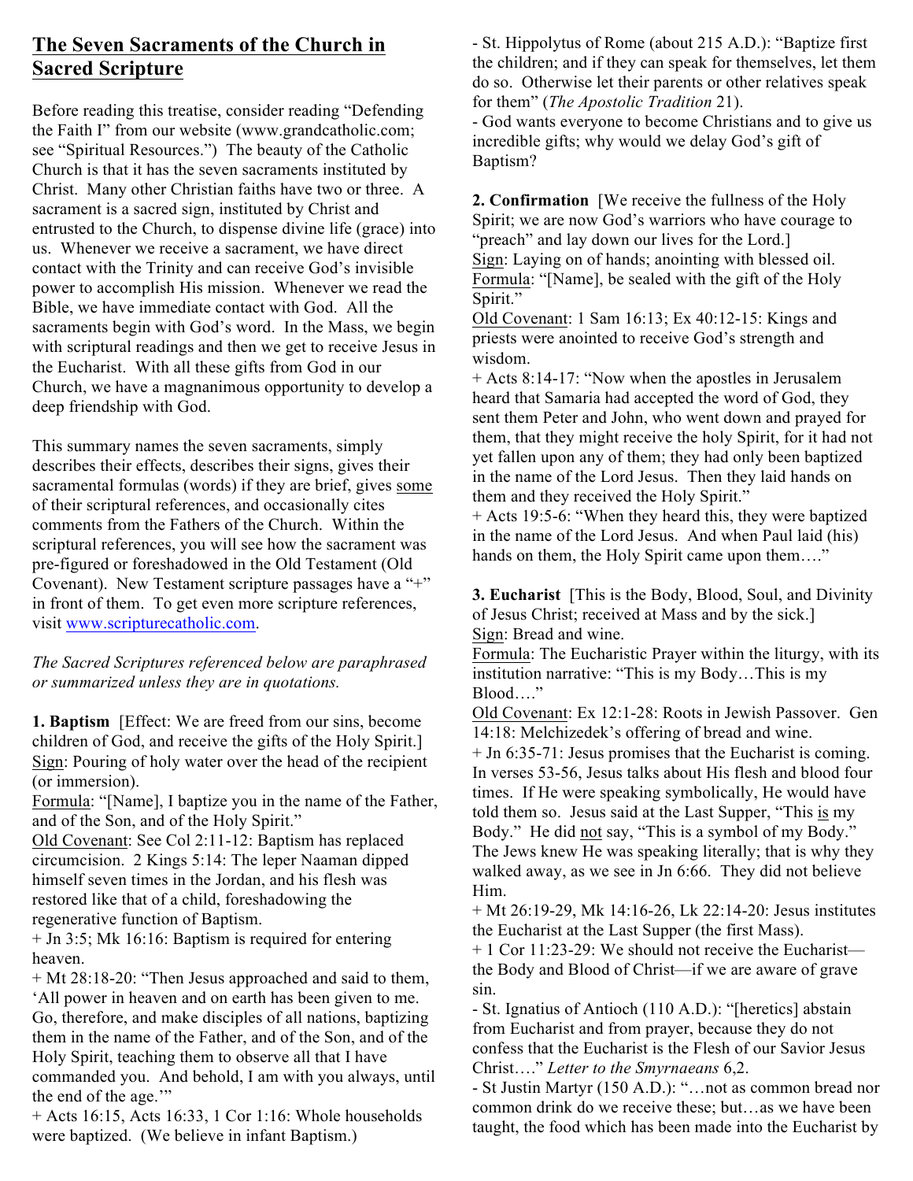# The Seven Sacraments of the Church in Sacred Scripture

Before reading this treatise, consider reading "Defending the Faith I" from our website (www.grandcatholic.com; see "Spiritual Resources.") The beauty of the Catholic Church is that it has the seven sacraments instituted by Christ. Many other Christian faiths have two or three. A sacrament is a sacred sign, instituted by Christ and entrusted to the Church, to dispense divine life (grace) into us. Whenever we receive a sacrament, we have direct contact with the Trinity and can receive God's invisible power to accomplish His mission. Whenever we read the Bible, we have immediate contact with God. All the sacraments begin with God's word. In the Mass, we begin with scriptural readings and then we get to receive Jesus in the Eucharist. With all these gifts from God in our Church, we have a magnanimous opportunity to develop a deep friendship with God.

This summary names the seven sacraments, simply describes their effects, describes their signs, gives their sacramental formulas (words) if they are brief, gives <u>some</u> of their scriptural references, and occasionally cites comments from the Fathers of the Church. Within the scriptural references, you will see how the sacrament was pre-figured or foreshadowed in the Old Testament (Old Covenant). New Testament scripture passages have a "+" in front of them. To get even more scripture references, visit [www.scripturecatholic.com](www.scripturecatholic.com).

*The Sacred Scriptures referenced below are paraphrased or summarized unless they are in quotations.*

**1. Baptism** [Effect: We are freed from our sins, become children of God, and receive the gifts of the Holy Spirit.]
<u>Sign</u>: Pouring of holy water over the head of the recipient (or immersion).
<u>Formula</u>: "[Name], I baptize you in the name of the Father, and of the Son, and of the Holy Spirit."
<u>Old Covenant</u>: See Col 2:11-12: Baptism has replaced circumcision. 2 Kings 5:14: The leper Naaman dipped himself seven times in the Jordan, and his flesh was restored like that of a child, foreshadowing the regenerative function of Baptism.
+ Jn 3:5; Mk 16:16: Baptism is required for entering heaven.
+ Mt 28:18-20: "Then Jesus approached and said to them, 'All power in heaven and on earth has been given to me. Go, therefore, and make disciples of all nations, baptizing them in the name of the Father, and of the Son, and of the Holy Spirit, teaching them to observe all that I have commanded you. And behold, I am with you always, until the end of the age.'"
+ Acts 16:15, Acts 16:33, 1 Cor 1:16: Whole households were baptized. (We believe in infant Baptism.)
- St. Hippolytus of Rome (about 215 A.D.): "Baptize first the children; and if they can speak for themselves, let them do so. Otherwise let their parents or other relatives speak for them" (*The Apostolic Tradition* 21).
- God wants everyone to become Christians and to give us incredible gifts; why would we delay God's gift of Baptism?

**2. Confirmation** [We receive the fullness of the Holy Spirit; we are now God's warriors who have courage to "preach" and lay down our lives for the Lord.]
<u>Sign</u>: Laying on of hands; anointing with blessed oil.
<u>Formula</u>: "[Name], be sealed with the gift of the Holy Spirit."
<u>Old Covenant</u>: 1 Sam 16:13; Ex 40:12-15: Kings and priests were anointed to receive God's strength and wisdom.
+ Acts 8:14-17: "Now when the apostles in Jerusalem heard that Samaria had accepted the word of God, they sent them Peter and John, who went down and prayed for them, that they might receive the holy Spirit, for it had not yet fallen upon any of them; they had only been baptized in the name of the Lord Jesus. Then they laid hands on them and they received the Holy Spirit."
+ Acts 19:5-6: "When they heard this, they were baptized in the name of the Lord Jesus. And when Paul laid (his) hands on them, the Holy Spirit came upon them…."

**3. Eucharist** [This is the Body, Blood, Soul, and Divinity of Jesus Christ; received at Mass and by the sick.]
<u>Sign</u>: Bread and wine.
<u>Formula</u>: The Eucharistic Prayer within the liturgy, with its institution narrative: "This is my Body…This is my Blood…."
<u>Old Covenant</u>: Ex 12:1-28: Roots in Jewish Passover. Gen 14:18: Melchizedek's offering of bread and wine.
+ Jn 6:35-71: Jesus promises that the Eucharist is coming. In verses 53-56, Jesus talks about His flesh and blood four times. If He were speaking symbolically, He would have told them so. Jesus said at the Last Supper, "This <u>is</u> my Body." He did <u>not</u> say, "This is a symbol of my Body." The Jews knew He was speaking literally; that is why they walked away, as we see in Jn 6:66. They did not believe Him.
+ Mt 26:19-29, Mk 14:16-26, Lk 22:14-20: Jesus institutes the Eucharist at the Last Supper (the first Mass).
+ 1 Cor 11:23-29: We should not receive the Eucharist—the Body and Blood of Christ—if we are aware of grave sin.
- St. Ignatius of Antioch (110 A.D.): "[heretics] abstain from Eucharist and from prayer, because they do not confess that the Eucharist is the Flesh of our Savior Jesus Christ…." *Letter to the Smyrnaeans* 6,2.
- St Justin Martyr (150 A.D.): "…not as common bread nor common drink do we receive these; but…as we have been taught, the food which has been made into the Eucharist by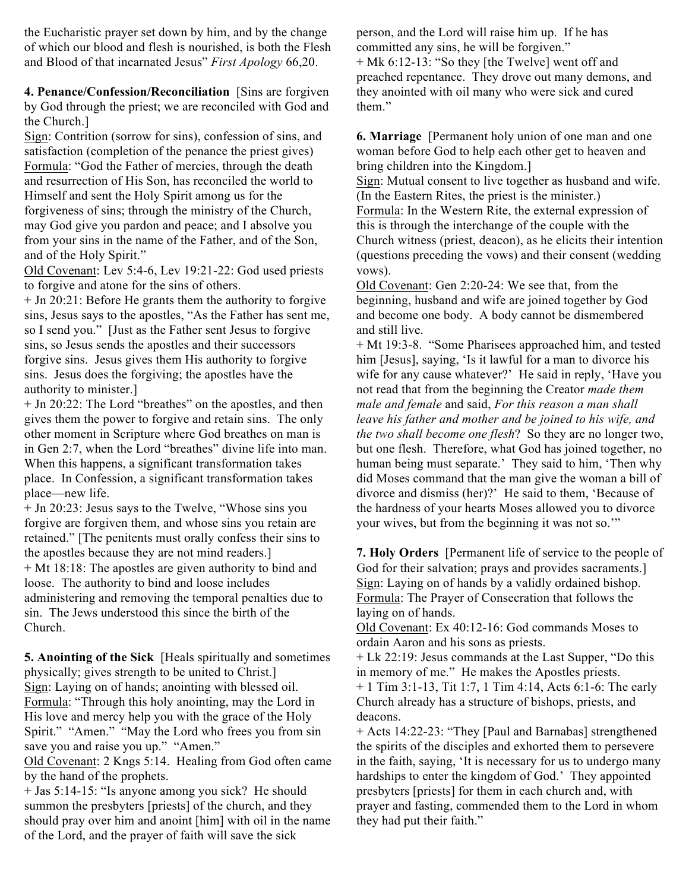the Eucharistic prayer set down by him, and by the change of which our blood and flesh is nourished, is both the Flesh and Blood of that incarnated Jesus" *First Apology* 66,20.

**4. Penance/Confession/Reconciliation** [Sins are forgiven by God through the priest; we are reconciled with God and the Church.]

Sign: Contrition (sorrow for sins), confession of sins, and satisfaction (completion of the penance the priest gives)

Formula: "God the Father of mercies, through the death and resurrection of His Son, has reconciled the world to Himself and sent the Holy Spirit among us for the forgiveness of sins; through the ministry of the Church, may God give you pardon and peace; and I absolve you from your sins in the name of the Father, and of the Son, and of the Holy Spirit."

Old Covenant: Lev 5:4-6, Lev 19:21-22: God used priests to forgive and atone for the sins of others.

+ Jn 20:21: Before He grants them the authority to forgive sins, Jesus says to the apostles, "As the Father has sent me, so I send you." [Just as the Father sent Jesus to forgive sins, so Jesus sends the apostles and their successors forgive sins. Jesus gives them His authority to forgive sins. Jesus does the forgiving; the apostles have the authority to minister.]

+ Jn 20:22: The Lord "breathes" on the apostles, and then gives them the power to forgive and retain sins. The only other moment in Scripture where God breathes on man is in Gen 2:7, when the Lord "breathes" divine life into man. When this happens, a significant transformation takes place. In Confession, a significant transformation takes place—new life.

+ Jn 20:23: Jesus says to the Twelve, "Whose sins you forgive are forgiven them, and whose sins you retain are retained." [The penitents must orally confess their sins to the apostles because they are not mind readers.]

+ Mt 18:18: The apostles are given authority to bind and loose. The authority to bind and loose includes administering and removing the temporal penalties due to sin. The Jews understood this since the birth of the Church.

**5. Anointing of the Sick** [Heals spiritually and sometimes physically; gives strength to be united to Christ.]

Sign: Laying on of hands; anointing with blessed oil.

Formula: "Through this holy anointing, may the Lord in His love and mercy help you with the grace of the Holy Spirit." "Amen." "May the Lord who frees you from sin save you and raise you up." "Amen."

Old Covenant: 2 Kngs 5:14. Healing from God often came by the hand of the prophets.

+ Jas 5:14-15: "Is anyone among you sick? He should summon the presbyters [priests] of the church, and they should pray over him and anoint [him] with oil in the name of the Lord, and the prayer of faith will save the sick person, and the Lord will raise him up. If he has committed any sins, he will be forgiven."

+ Mk 6:12-13: "So they [the Twelve] went off and preached repentance. They drove out many demons, and they anointed with oil many who were sick and cured them."

**6. Marriage** [Permanent holy union of one man and one woman before God to help each other get to heaven and bring children into the Kingdom.]

Sign: Mutual consent to live together as husband and wife. (In the Eastern Rites, the priest is the minister.)

Formula: In the Western Rite, the external expression of this is through the interchange of the couple with the Church witness (priest, deacon), as he elicits their intention (questions preceding the vows) and their consent (wedding vows).

Old Covenant: Gen 2:20-24: We see that, from the beginning, husband and wife are joined together by God and become one body. A body cannot be dismembered and still live.

+ Mt 19:3-8. "Some Pharisees approached him, and tested him [Jesus], saying, 'Is it lawful for a man to divorce his wife for any cause whatever?' He said in reply, 'Have you not read that from the beginning the Creator *made them male and female* and said, *For this reason a man shall leave his father and mother and be joined to his wife, and the two shall become one flesh*? So they are no longer two, but one flesh. Therefore, what God has joined together, no human being must separate.' They said to him, 'Then why did Moses command that the man give the woman a bill of divorce and dismiss (her)?' He said to them, 'Because of the hardness of your hearts Moses allowed you to divorce your wives, but from the beginning it was not so.'"

**7. Holy Orders** [Permanent life of service to the people of God for their salvation; prays and provides sacraments.]

Sign: Laying on of hands by a validly ordained bishop.

Formula: The Prayer of Consecration that follows the laying on of hands.

Old Covenant: Ex 40:12-16: God commands Moses to ordain Aaron and his sons as priests.

+ Lk 22:19: Jesus commands at the Last Supper, "Do this in memory of me." He makes the Apostles priests.

+ 1 Tim 3:1-13, Tit 1:7, 1 Tim 4:14, Acts 6:1-6: The early Church already has a structure of bishops, priests, and deacons.

+ Acts 14:22-23: "They [Paul and Barnabas] strengthened the spirits of the disciples and exhorted them to persevere in the faith, saying, 'It is necessary for us to undergo many hardships to enter the kingdom of God.' They appointed presbyters [priests] for them in each church and, with prayer and fasting, commended them to the Lord in whom they had put their faith."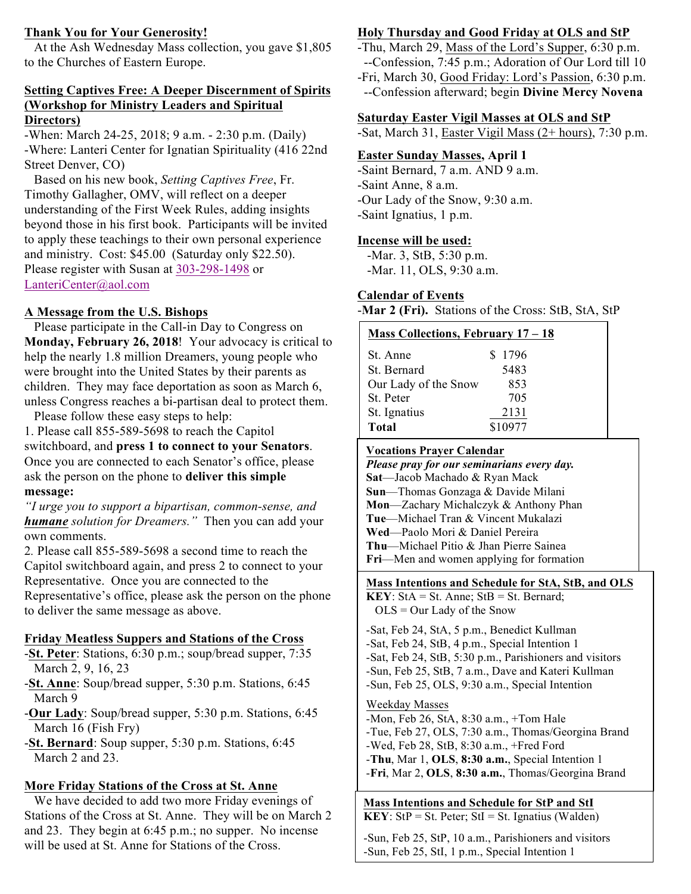**Thank You for Your Generosity!**

At the Ash Wednesday Mass collection, you gave $1,805 to the Churches of Eastern Europe.

**Setting Captives Free: A Deeper Discernment of Spirits (Workshop for Ministry Leaders and Spiritual Directors)**

-When: March 24-25, 2018; 9 a.m. - 2:30 p.m. (Daily)
-Where: Lanteri Center for Ignatian Spirituality (416 22nd Street Denver, CO)

Based on his new book, *Setting Captives Free*, Fr. Timothy Gallagher, OMV, will reflect on a deeper understanding of the First Week Rules, adding insights beyond those in his first book. Participants will be invited to apply these teachings to their own personal experience and ministry. Cost: $45.00 (Saturday only $22.50). Please register with Susan at 303-298-1498 or LanteriCenter@aol.com

**A Message from the U.S. Bishops**

Please participate in the Call-in Day to Congress on **Monday, February 26, 2018**! Your advocacy is critical to help the nearly 1.8 million Dreamers, young people who were brought into the United States by their parents as children. They may face deportation as soon as March 6, unless Congress reaches a bi-partisan deal to protect them.

Please follow these easy steps to help:

1. Please call 855-589-5698 to reach the Capitol switchboard, and **press 1 to connect to your Senators**. Once you are connected to each Senator's office, please ask the person on the phone to **deliver this simple message:**
*"I urge you to support a bipartisan, common-sense, and* ***humane*** *solution for Dreamers."* Then you can add your own comments.
2. Please call 855-589-5698 a second time to reach the Capitol switchboard again, and press 2 to connect to your Representative. Once you are connected to the Representative's office, please ask the person on the phone to deliver the same message as above.

**Friday Meatless Suppers and Stations of the Cross**

-**St. Peter**: Stations, 6:30 p.m.; soup/bread supper, 7:35 March 2, 9, 16, 23
-**St. Anne**: Soup/bread supper, 5:30 p.m. Stations, 6:45 March 9
-**Our Lady**: Soup/bread supper, 5:30 p.m. Stations, 6:45 March 16 (Fish Fry)
-**St. Bernard**: Soup supper, 5:30 p.m. Stations, 6:45 March 2 and 23.

**More Friday Stations of the Cross at St. Anne**

We have decided to add two more Friday evenings of Stations of the Cross at St. Anne. They will be on March 2 and 23. They begin at 6:45 p.m.; no supper. No incense will be used at St. Anne for Stations of the Cross.

**Holy Thursday and Good Friday at OLS and StP**

-Thu, March 29, Mass of the Lord's Supper, 6:30 p.m.
--Confession, 7:45 p.m.; Adoration of Our Lord till 10
-Fri, March 30, Good Friday: Lord's Passion, 6:30 p.m.
--Confession afterward; begin **Divine Mercy Novena**

**Saturday Easter Vigil Masses at OLS and StP**

-Sat, March 31, Easter Vigil Mass (2+ hours), 7:30 p.m.

**Easter Sunday Masses, April 1**

-Saint Bernard, 7 a.m. AND 9 a.m.
-Saint Anne, 8 a.m.
-Our Lady of the Snow, 9:30 a.m.
-Saint Ignatius, 1 p.m.

**Incense will be used:**

-Mar. 3, StB, 5:30 p.m.
-Mar. 11, OLS, 9:30 a.m.

**Calendar of Events**

-**Mar 2 (Fri).** Stations of the Cross: StB, StA, StP

**Mass Collections, February 17 – 18**

| | |
|---|---|
| St. Anne | $ 1796 |
| St. Bernard | 5483 |
| Our Lady of the Snow | 853 |
| St. Peter | 705 |
| St. Ignatius | 2131 |
| **Total** | $10977 |

**Vocations Prayer Calendar**

***Please pray for our seminarians every day.***

**Sat**—Jacob Machado & Ryan Mack
**Sun**—Thomas Gonzaga & Davide Milani
**Mon**—Zachary Michalczyk & Anthony Phan
**Tue**—Michael Tran & Vincent Mukalazi
**Wed**—Paolo Mori & Daniel Pereira
**Thu**—Michael Pitio & Jhan Pierre Sainea
**Fri**—Men and women applying for formation

**Mass Intentions and Schedule for StA, StB, and OLS**

**KEY**: StA = St. Anne; StB = St. Bernard; OLS = Our Lady of the Snow

-Sat, Feb 24, StA, 5 p.m., Benedict Kullman
-Sat, Feb 24, StB, 4 p.m., Special Intention 1
-Sat, Feb 24, StB, 5:30 p.m., Parishioners and visitors
-Sun, Feb 25, StB, 7 a.m., Dave and Kateri Kullman
-Sun, Feb 25, OLS, 9:30 a.m., Special Intention

Weekday Masses

-Mon, Feb 26, StA, 8:30 a.m., +Tom Hale
-Tue, Feb 27, OLS, 7:30 a.m., Thomas/Georgina Brand
-Wed, Feb 28, StB, 8:30 a.m., +Fred Ford
-**Thu**, Mar 1, **OLS**, **8:30 a.m.**, Special Intention 1
-**Fri**, Mar 2, **OLS**, **8:30 a.m.**, Thomas/Georgina Brand

**Mass Intentions and Schedule for StP and StI**

**KEY**: StP = St. Peter; StI = St. Ignatius (Walden)

-Sun, Feb 25, StP, 10 a.m., Parishioners and visitors
-Sun, Feb 25, StI, 1 p.m., Special Intention 1